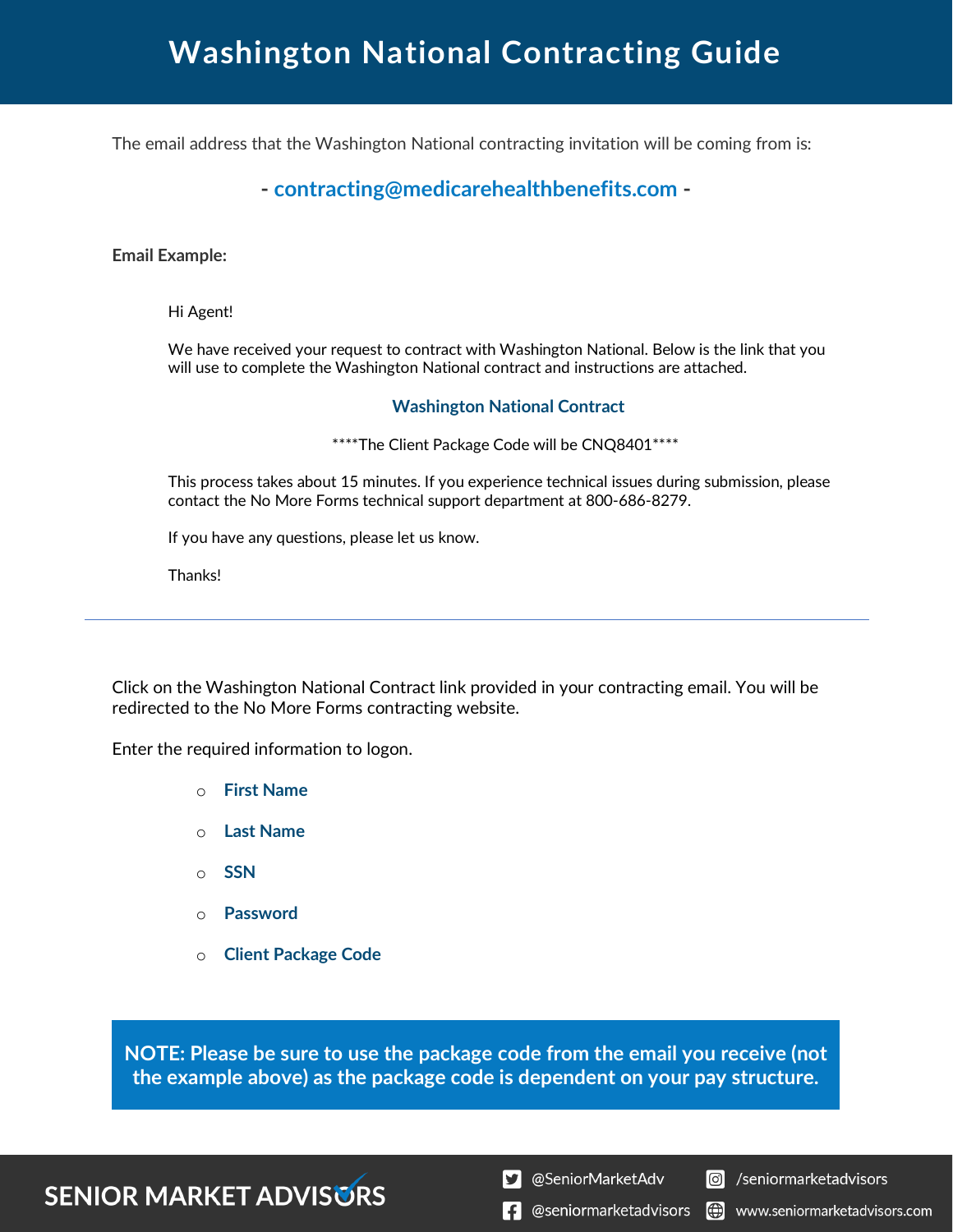# Washington National Contracting Guide

The email address that the Washington National contracting invitation will be coming from is:

**- contracting@medicarehealthbenefits.com -**

**Email Example:**

> Hi Agent!
>
> We have received your request to contract with Washington National. Below is the link that you will use to complete the Washington National contract and instructions are attached.
>
> **Washington National Contract**
>
> ****The Client Package Code will be CNQ8401****
>
> This process takes about 15 minutes. If you experience technical issues during submission, please contact the No More Forms technical support department at 800-686-8279.
>
> If you have any questions, please let us know.
>
> Thanks!

---

Click on the Washington National Contract link provided in your contracting email. You will be redirected to the No More Forms contracting website.

Enter the required information to logon.

- **First Name**
- **Last Name**
- **SSN**
- **Password**
- **Client Package Code**

**NOTE: Please be sure to use the package code from the email you receive (not the example above) as the package code is dependent on your pay structure.**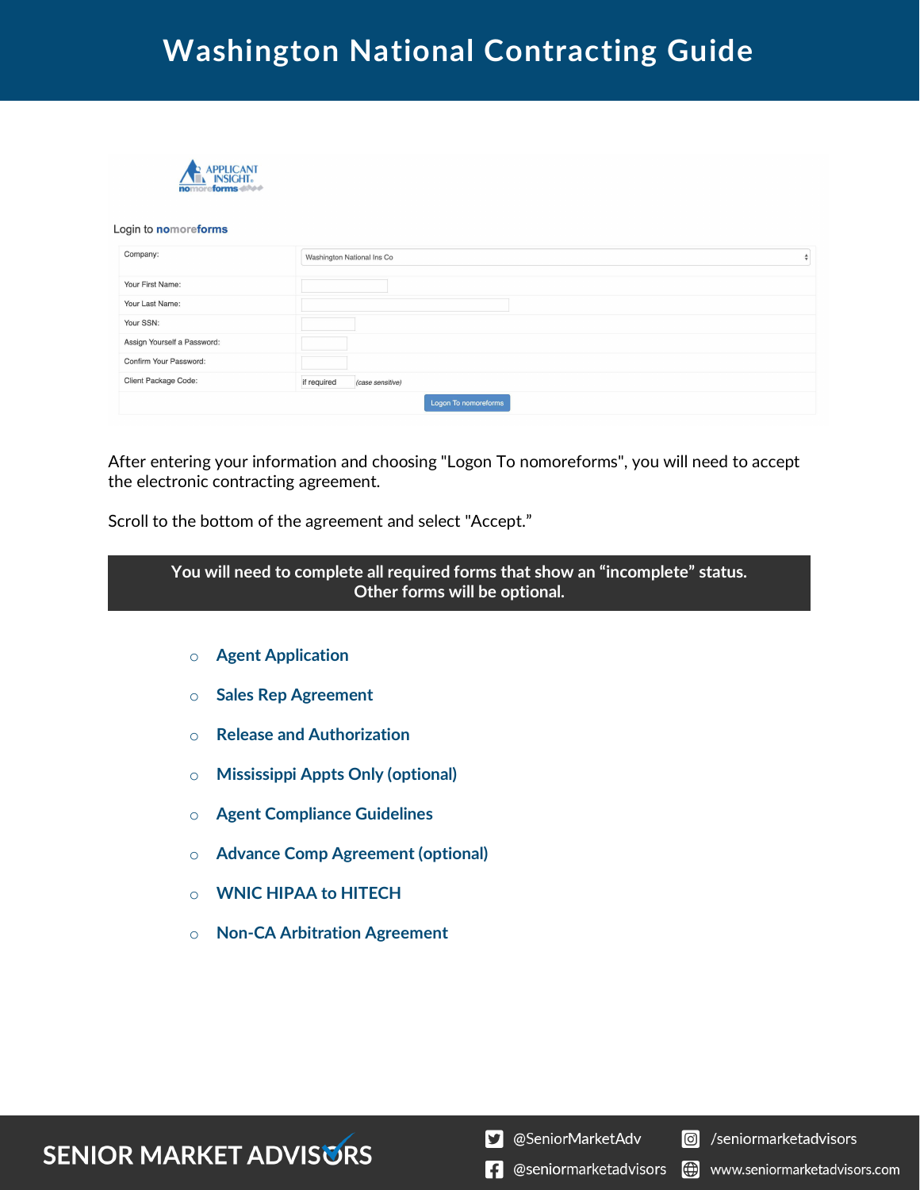# Washington National Contracting Guide

APPLICANT INSIGHT nomoreforms

Login to nomoreforms

| | |
|---|---|
| Company: | Washington National Ins Co |
| Your First Name: | |
| Your Last Name: | |
| Your SSN: | |
| Assign Yourself a Password: | |
| Confirm Your Password: | |
| Client Package Code: | if required (case sensitive) |

Logon To nomoreforms

After entering your information and choosing "Logon To nomoreforms", you will need to accept the electronic contracting agreement.

Scroll to the bottom of the agreement and select "Accept."

**You will need to complete all required forms that show an "incomplete" status. Other forms will be optional.**

- Agent Application
- Sales Rep Agreement
- Release and Authorization
- Mississippi Appts Only (optional)
- Agent Compliance Guidelines
- Advance Comp Agreement (optional)
- WNIC HIPAA to HITECH
- Non-CA Arbitration Agreement

SENIOR MARKET ADVISORS

@SeniorMarketAdv | /seniormarketadvisors | @seniormarketadvisors | www.seniormarketadvisors.com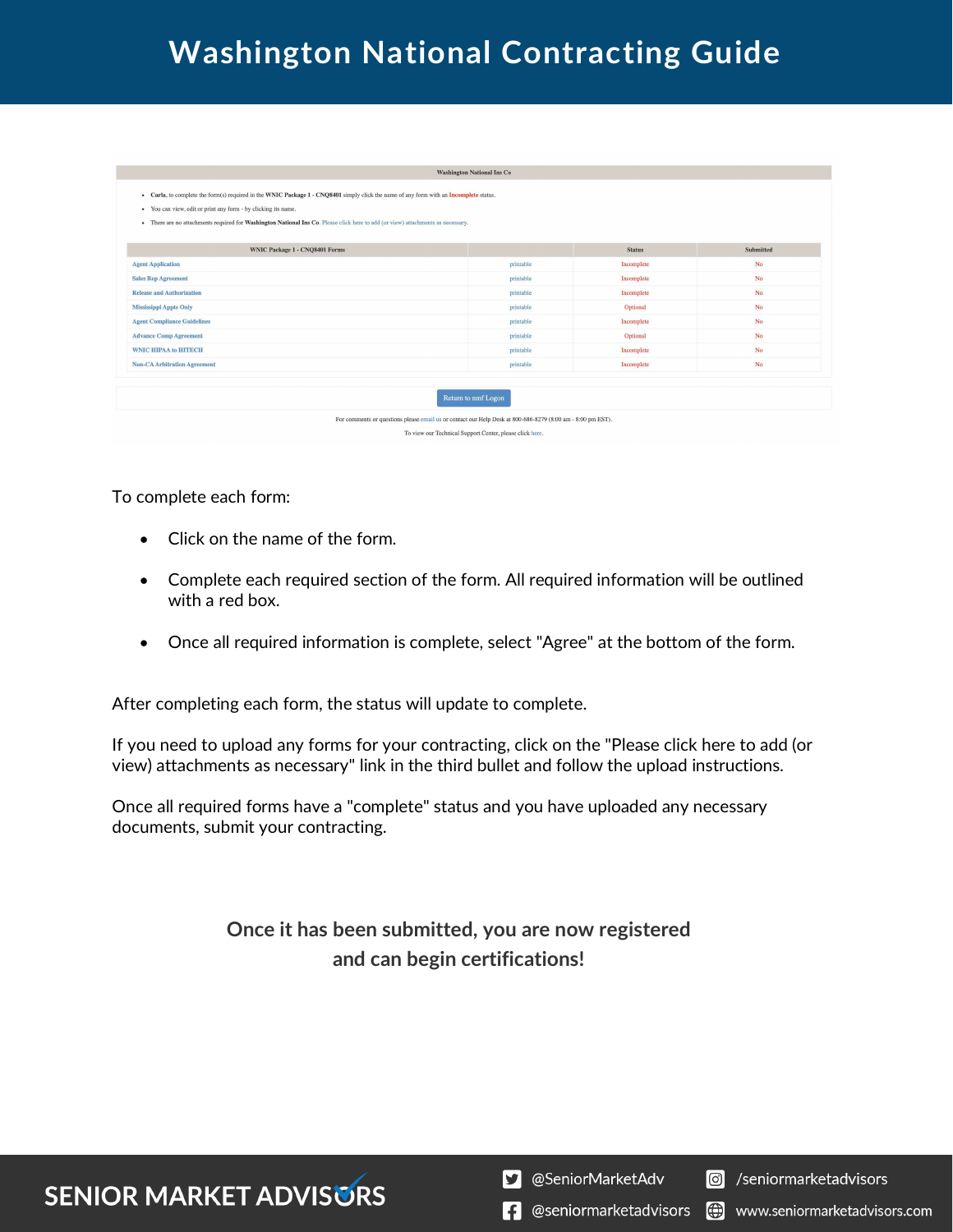# Washington National Contracting Guide

Washington National Ins Co

- **Carla**, to complete the form(s) required in the **WNIC Package 1 - CNQ8401** simply click the name of any form with an **Incomplete** status.
- You can view, edit or print any form - by clicking its name.
- There are no attachments required for **Washington National Ins Co**. Please click here to add (or view) attachments as necessary.

| WNIC Package 1 - CNQ8401 Forms | | Status | Submitted |
|---|---|---|---|
| Agent Application | printable | Incomplete | No |
| Sales Rep Agreement | printable | Incomplete | No |
| Release and Authorization | printable | Incomplete | No |
| Mississippi Appts Only | printable | Optional | No |
| Agent Compliance Guidelines | printable | Incomplete | No |
| Advance Comp Agreement | printable | Optional | No |
| WNIC HIPAA to HITECH | printable | Incomplete | No |
| Non-CA Arbitration Agreement | printable | Incomplete | No |

Return to nmf Logon

For comments or questions please email us or contact our Help Desk at 800-686-8279 (8:00 am - 8:00 pm EST).

To view our Technical Support Center, please click here.

To complete each form:

- Click on the name of the form.
- Complete each required section of the form. All required information will be outlined with a red box.
- Once all required information is complete, select "Agree" at the bottom of the form.

After completing each form, the status will update to complete.

If you need to upload any forms for your contracting, click on the "Please click here to add (or view) attachments as necessary" link in the third bullet and follow the upload instructions.

Once all required forms have a "complete" status and you have uploaded any necessary documents, submit your contracting.

**Once it has been submitted, you are now registered and can begin certifications!**

SENIOR MARKET ADVISORS

@SeniorMarketAdv

/seniormarketadvisors

@seniormarketadvisors

www.seniormarketadvisors.com